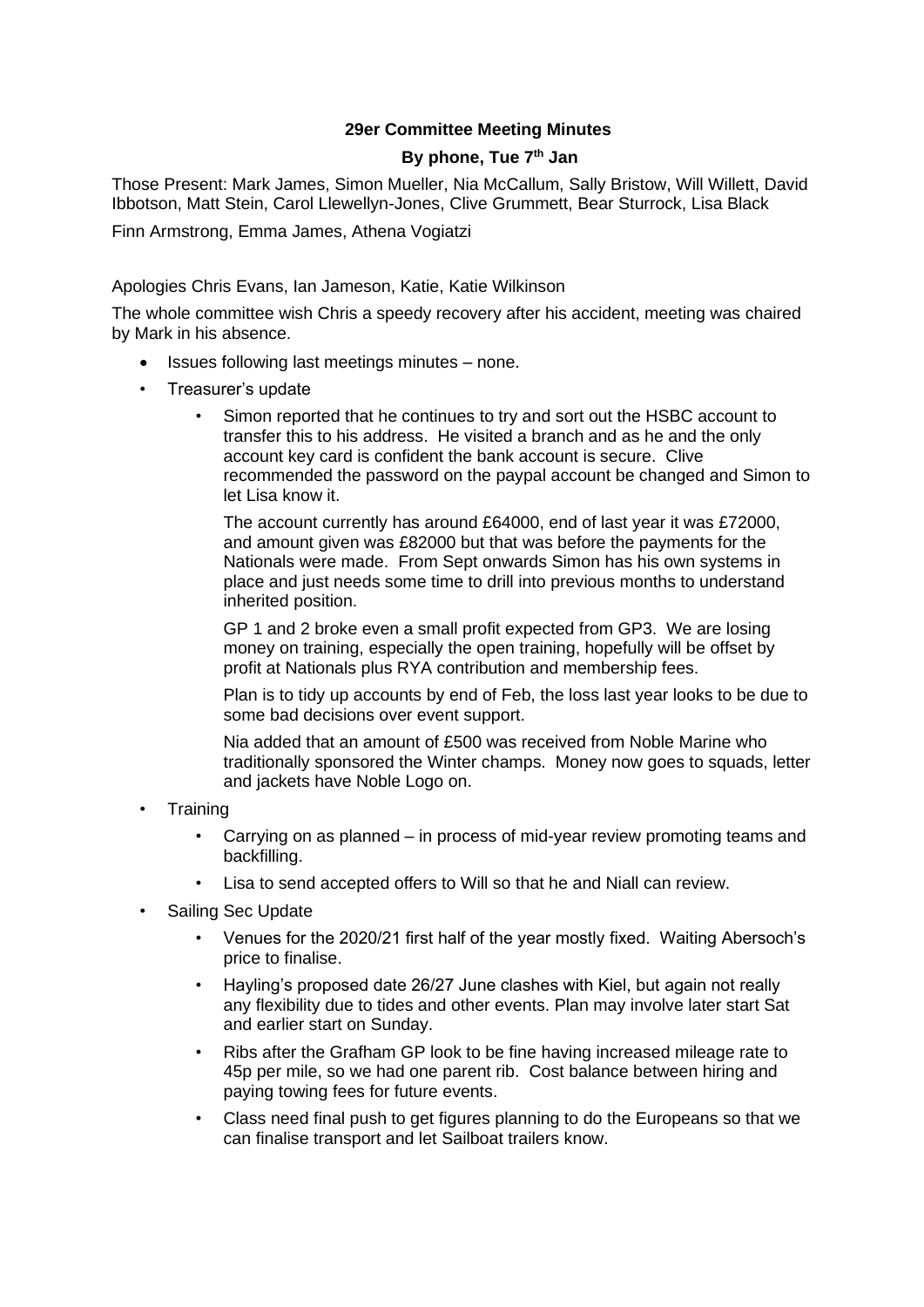**29er Committee Meeting Minutes**

**By phone, Tue 7th Jan**

Those Present: Mark James, Simon Mueller, Nia McCallum, Sally Bristow, Will Willett, David Ibbotson, Matt Stein, Carol Llewellyn-Jones, Clive Grummett, Bear Sturrock, Lisa Black

Finn Armstrong, Emma James, Athena Vogiatzi

Apologies Chris Evans, Ian Jameson, Katie, Katie Wilkinson

The whole committee wish Chris a speedy recovery after his accident, meeting was chaired by Mark in his absence.

- Issues following last meetings minutes – none.
- Treasurer's update
  - Simon reported that he continues to try and sort out the HSBC account to transfer this to his address. He visited a branch and as he and the only account key card is confident the bank account is secure. Clive recommended the password on the paypal account be changed and Simon to let Lisa know it.

    The account currently has around £64000, end of last year it was £72000, and amount given was £82000 but that was before the payments for the Nationals were made. From Sept onwards Simon has his own systems in place and just needs some time to drill into previous months to understand inherited position.

    GP 1 and 2 broke even a small profit expected from GP3. We are losing money on training, especially the open training, hopefully will be offset by profit at Nationals plus RYA contribution and membership fees.

    Plan is to tidy up accounts by end of Feb, the loss last year looks to be due to some bad decisions over event support.

    Nia added that an amount of £500 was received from Noble Marine who traditionally sponsored the Winter champs. Money now goes to squads, letter and jackets have Noble Logo on.
- Training
  - Carrying on as planned – in process of mid-year review promoting teams and backfilling.
  - Lisa to send accepted offers to Will so that he and Niall can review.
- Sailing Sec Update
  - Venues for the 2020/21 first half of the year mostly fixed. Waiting Abersoch's price to finalise.
  - Hayling's proposed date 26/27 June clashes with Kiel, but again not really any flexibility due to tides and other events. Plan may involve later start Sat and earlier start on Sunday.
  - Ribs after the Grafham GP look to be fine having increased mileage rate to 45p per mile, so we had one parent rib. Cost balance between hiring and paying towing fees for future events.
  - Class need final push to get figures planning to do the Europeans so that we can finalise transport and let Sailboat trailers know.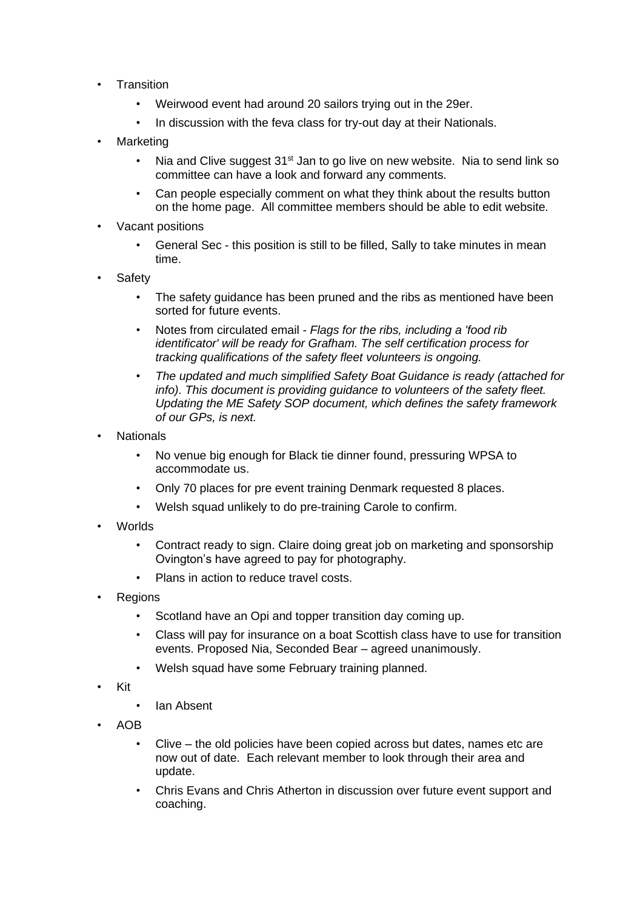- Transition
  - Weirwood event had around 20 sailors trying out in the 29er.
  - In discussion with the feva class for try-out day at their Nationals.
- Marketing
  - Nia and Clive suggest 31st Jan to go live on new website. Nia to send link so committee can have a look and forward any comments.
  - Can people especially comment on what they think about the results button on the home page. All committee members should be able to edit website.
- Vacant positions
  - General Sec - this position is still to be filled, Sally to take minutes in mean time.
- Safety
  - The safety guidance has been pruned and the ribs as mentioned have been sorted for future events.
  - Notes from circulated email - *Flags for the ribs, including a 'food rib identificator' will be ready for Grafham. The self certification process for tracking qualifications of the safety fleet volunteers is ongoing.*
  - *The updated and much simplified Safety Boat Guidance is ready (attached for info). This document is providing guidance to volunteers of the safety fleet. Updating the ME Safety SOP document, which defines the safety framework of our GPs, is next.*
- Nationals
  - No venue big enough for Black tie dinner found, pressuring WPSA to accommodate us.
  - Only 70 places for pre event training Denmark requested 8 places.
  - Welsh squad unlikely to do pre-training Carole to confirm.
- Worlds
  - Contract ready to sign. Claire doing great job on marketing and sponsorship Ovington's have agreed to pay for photography.
  - Plans in action to reduce travel costs.
- Regions
  - Scotland have an Opi and topper transition day coming up.
  - Class will pay for insurance on a boat Scottish class have to use for transition events. Proposed Nia, Seconded Bear – agreed unanimously.
  - Welsh squad have some February training planned.
- Kit
  - Ian Absent
- AOB
  - Clive – the old policies have been copied across but dates, names etc are now out of date. Each relevant member to look through their area and update.
  - Chris Evans and Chris Atherton in discussion over future event support and coaching.